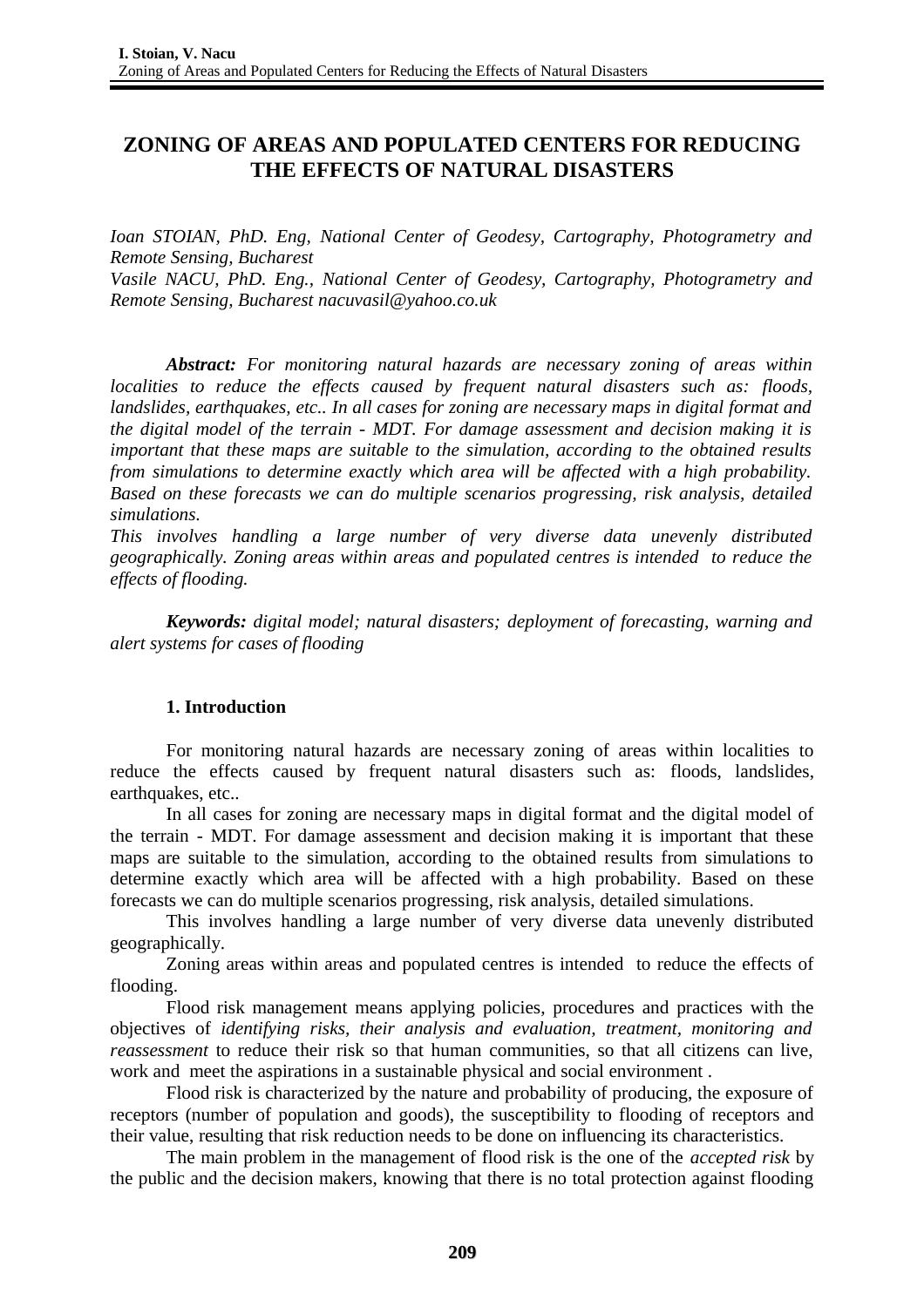# ZONING OF AREAS AND POPULATED CENTERS FOR REDUCING THE EFFECTS OF NATURAL DISASTERS

*Ioan STOIAN, PhD. Eng, National Center of Geodesy, Cartography, Photogrametry and Remote Sensing, Bucharest*
*Vasile NACU, PhD. Eng., National Center of Geodesy, Cartography, Photogrametry and Remote Sensing, Bucharest nacuvasil@yahoo.co.uk*

***Abstract:*** *For monitoring natural hazards are necessary zoning of areas within localities to reduce the effects caused by frequent natural disasters such as: floods, landslides, earthquakes, etc.. In all cases for zoning are necessary maps in digital format and the digital model of the terrain - MDT. For damage assessment and decision making it is important that these maps are suitable to the simulation, according to the obtained results from simulations to determine exactly which area will be affected with a high probability. Based on these forecasts we can do multiple scenarios progressing, risk analysis, detailed simulations.*
*This involves handling a large number of very diverse data unevenly distributed geographically. Zoning areas within areas and populated centres is intended to reduce the effects of flooding.*

***Keywords:*** *digital model; natural disasters; deployment of forecasting, warning and alert systems for cases of flooding*

## 1. Introduction

For monitoring natural hazards are necessary zoning of areas within localities to reduce the effects caused by frequent natural disasters such as: floods, landslides, earthquakes, etc..

In all cases for zoning are necessary maps in digital format and the digital model of the terrain - MDT. For damage assessment and decision making it is important that these maps are suitable to the simulation, according to the obtained results from simulations to determine exactly which area will be affected with a high probability. Based on these forecasts we can do multiple scenarios progressing, risk analysis, detailed simulations.

This involves handling a large number of very diverse data unevenly distributed geographically.

Zoning areas within areas and populated centres is intended to reduce the effects of flooding.

Flood risk management means applying policies, procedures and practices with the objectives of *identifying risks, their analysis and evaluation, treatment, monitoring and reassessment* to reduce their risk so that human communities, so that all citizens can live, work and meet the aspirations in a sustainable physical and social environment .

Flood risk is characterized by the nature and probability of producing, the exposure of receptors (number of population and goods), the susceptibility to flooding of receptors and their value, resulting that risk reduction needs to be done on influencing its characteristics.

The main problem in the management of flood risk is the one of the *accepted risk* by the public and the decision makers, knowing that there is no total protection against flooding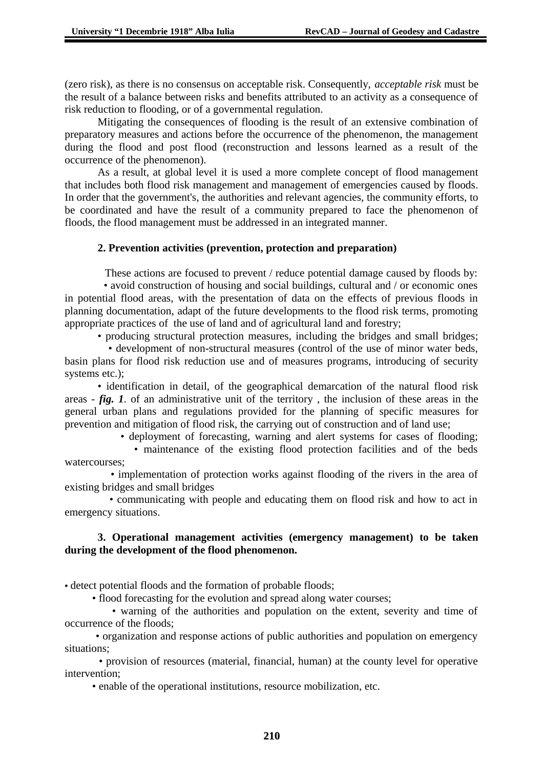(zero risk), as there is no consensus on acceptable risk. Consequently, *acceptable risk* must be the result of a balance between risks and benefits attributed to an activity as a consequence of risk reduction to flooding, or of a governmental regulation.

Mitigating the consequences of flooding is the result of an extensive combination of preparatory measures and actions before the occurrence of the phenomenon, the management during the flood and post flood (reconstruction and lessons learned as a result of the occurrence of the phenomenon).

As a result, at global level it is used a more complete concept of flood management that includes both flood risk management and management of emergencies caused by floods. In order that the government's, the authorities and relevant agencies, the community efforts, to be coordinated and have the result of a community prepared to face the phenomenon of floods, the flood management must be addressed in an integrated manner.

## 2. Prevention activities (prevention, protection and preparation)

These actions are focused to prevent / reduce potential damage caused by floods by:

- avoid construction of housing and social buildings, cultural and / or economic ones in potential flood areas, with the presentation of data on the effects of previous floods in planning documentation, adapt of the future developments to the flood risk terms, promoting appropriate practices of the use of land and of agricultural land and forestry;
- producing structural protection measures, including the bridges and small bridges;
- development of non-structural measures (control of the use of minor water beds, basin plans for flood risk reduction use and of measures programs, introducing of security systems etc.);
- identification in detail, of the geographical demarcation of the natural flood risk areas - ***fig. 1***. of an administrative unit of the territory , the inclusion of these areas in the general urban plans and regulations provided for the planning of specific measures for prevention and mitigation of flood risk, the carrying out of construction and of land use;
- deployment of forecasting, warning and alert systems for cases of flooding;
- maintenance of the existing flood protection facilities and of the beds watercourses;
- implementation of protection works against flooding of the rivers in the area of existing bridges and small bridges
- communicating with people and educating them on flood risk and how to act in emergency situations.

## 3. Operational management activities (emergency management) to be taken during the development of the flood phenomenon.

- detect potential floods and the formation of probable floods;
- flood forecasting for the evolution and spread along water courses;
- warning of the authorities and population on the extent, severity and time of occurrence of the floods;
- organization and response actions of public authorities and population on emergency situations;
- provision of resources (material, financial, human) at the county level for operative intervention;
- enable of the operational institutions, resource mobilization, etc.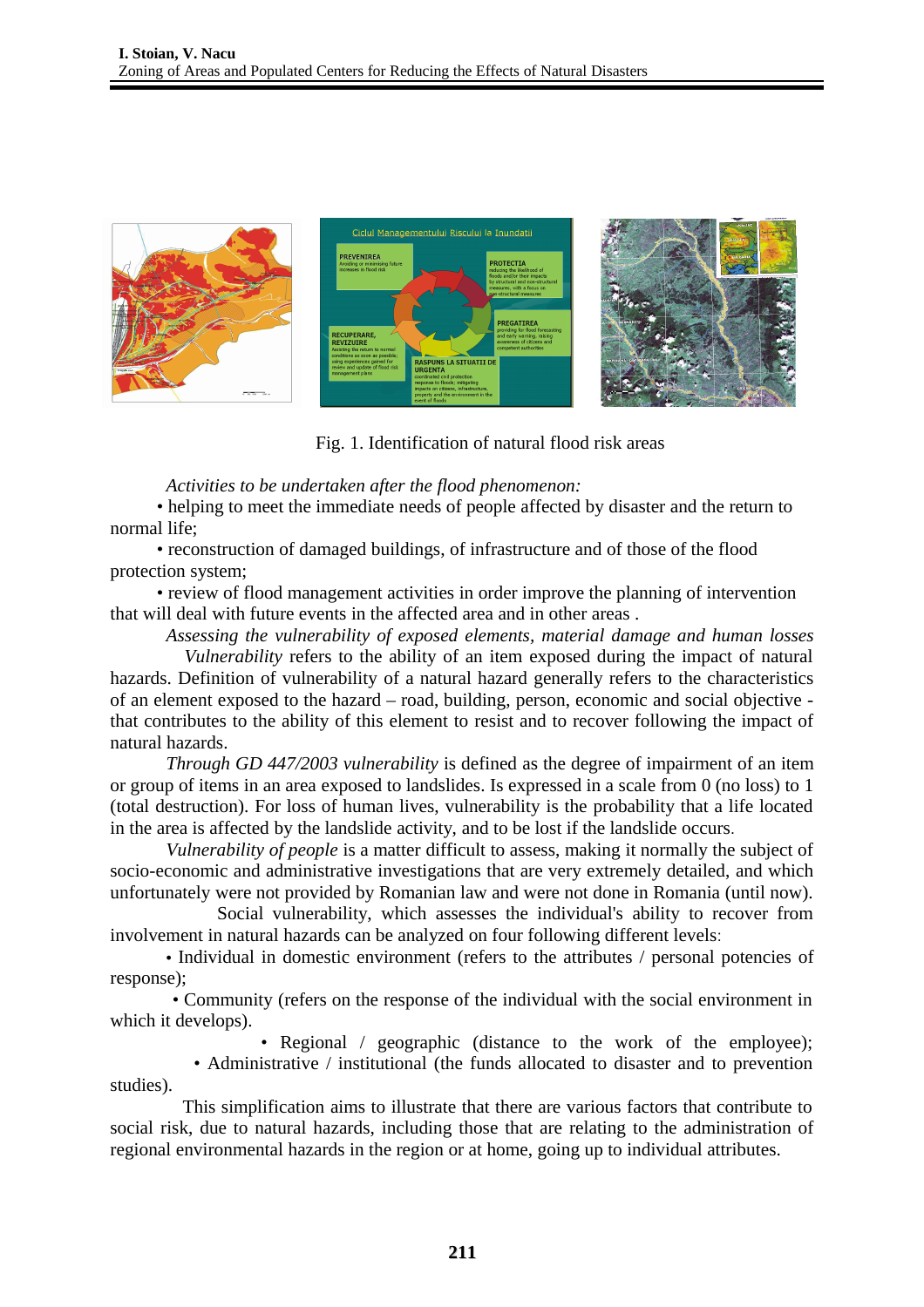Fig. 1. Identification of natural flood risk areas

*Activities to be undertaken after the flood phenomenon:*

• helping to meet the immediate needs of people affected by disaster and the return to normal life;

• reconstruction of damaged buildings, of infrastructure and of those of the flood protection system;

• review of flood management activities in order improve the planning of intervention that will deal with future events in the affected area and in other areas .

*Assessing the vulnerability of exposed elements, material damage and human losses*

*Vulnerability* refers to the ability of an item exposed during the impact of natural hazards. Definition of vulnerability of a natural hazard generally refers to the characteristics of an element exposed to the hazard – road, building, person, economic and social objective - that contributes to the ability of this element to resist and to recover following the impact of natural hazards.

*Through GD 447/2003 vulnerability* is defined as the degree of impairment of an item or group of items in an area exposed to landslides. Is expressed in a scale from 0 (no loss) to 1 (total destruction). For loss of human lives, vulnerability is the probability that a life located in the area is affected by the landslide activity, and to be lost if the landslide occurs.

*Vulnerability of people* is a matter difficult to assess, making it normally the subject of socio-economic and administrative investigations that are very extremely detailed, and which unfortunately were not provided by Romanian law and were not done in Romania (until now).

Social vulnerability, which assesses the individual's ability to recover from involvement in natural hazards can be analyzed on four following different levels:

• Individual in domestic environment (refers to the attributes / personal potencies of response);

• Community (refers on the response of the individual with the social environment in which it develops).

• Regional / geographic (distance to the work of the employee);

• Administrative / institutional (the funds allocated to disaster and to prevention studies).

This simplification aims to illustrate that there are various factors that contribute to social risk, due to natural hazards, including those that are relating to the administration of regional environmental hazards in the region or at home, going up to individual attributes.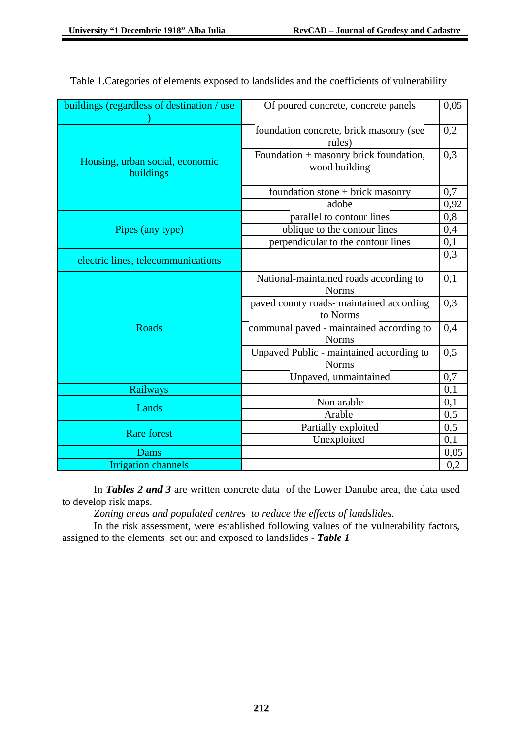Table 1.Categories of elements exposed to landslides and the coefficients of vulnerability

| | | |
|---|---|---|
| buildings (regardless of destination / use ) | Of poured concrete, concrete panels | 0,05 |
| Housing, urban social, economic buildings | foundation concrete, brick masonry (see rules) | 0,2 |
| | Foundation + masonry brick foundation, wood building | 0,3 |
| | foundation stone + brick masonry | 0,7 |
| | adobe | 0,92 |
| Pipes (any type) | parallel to contour lines | 0,8 |
| | oblique to the contour lines | 0,4 |
| | perpendicular to the contour lines | 0,1 |
| electric lines, telecommunications | | 0,3 |
| Roads | National-maintained roads according to Norms | 0,1 |
| | paved county roads- maintained according to Norms | 0,3 |
| | communal paved - maintained according to Norms | 0,4 |
| | Unpaved Public - maintained according to Norms | 0,5 |
| | Unpaved, unmaintained | 0,7 |
| Railways | | 0,1 |
| Lands | Non arable | 0,1 |
| | Arable | 0,5 |
| Rare forest | Partially exploited | 0,5 |
| | Unexploited | 0,1 |
| Dams | | 0,05 |
| Irrigation channels | | 0,2 |

In ***Tables 2 and 3*** are written concrete data of the Lower Danube area, the data used to develop risk maps.

*Zoning areas and populated centres to reduce the effects of landslides.*

In the risk assessment, were established following values of the vulnerability factors, assigned to the elements set out and exposed to landslides - ***Table 1***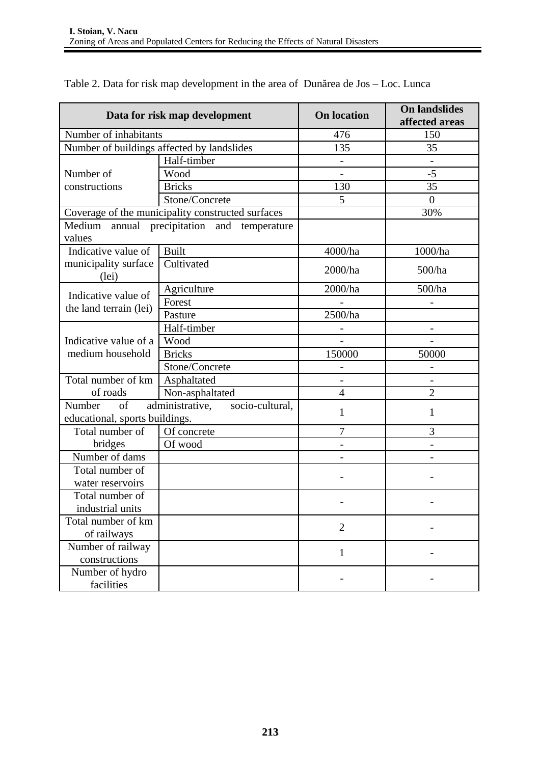Table 2. Data for risk map development in the area of Dunărea de Jos – Loc. Lunca

| Data for risk map development | | On location | On landslides affected areas |
|---|---|---|---|
| Number of inhabitants | | 476 | 150 |
| Number of buildings affected by landslides | | 135 | 35 |
| Number of constructions | Half-timber | - | - |
| | Wood | - | -5 |
| | Bricks | 130 | 35 |
| | Stone/Concrete | 5 | 0 |
| Coverage of the municipality constructed surfaces | | | 30% |
| Medium annual precipitation and temperature values | | | |
| Indicative value of municipality surface (lei) | Built | 4000/ha | 1000/ha |
| | Cultivated | 2000/ha | 500/ha |
| Indicative value of the land terrain (lei) | Agriculture | 2000/ha | 500/ha |
| | Forest | - | - |
| | Pasture | 2500/ha | |
| Indicative value of a medium household | Half-timber | - | - |
| | Wood | - | - |
| | Bricks | 150000 | 50000 |
| | Stone/Concrete | - | - |
| Total number of km of roads | Asphaltated | - | - |
| | Non-asphaltated | 4 | 2 |
| Number of administrative, socio-cultural, educational, sports buildings. | | 1 | 1 |
| Total number of bridges | Of concrete | 7 | 3 |
| | Of wood | - | - |
| Number of dams | | - | - |
| Total number of water reservoirs | | - | - |
| Total number of industrial units | | - | - |
| Total number of km of railways | | 2 | - |
| Number of railway constructions | | 1 | - |
| Number of hydro facilities | | - | - |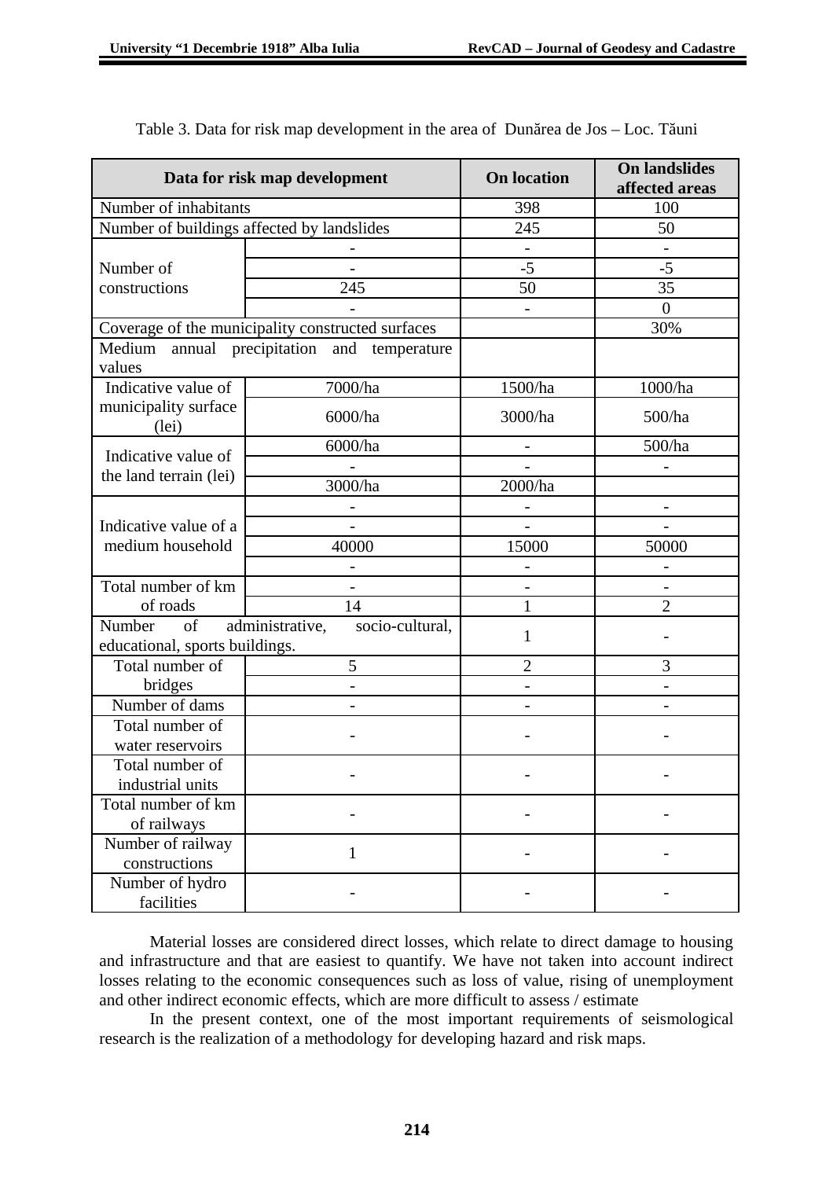Table 3. Data for risk map development in the area of Dunărea de Jos – Loc. Tăuni

| Data for risk map development | | On location | On landslides affected areas |
|---|---|---|---|
| Number of inhabitants | | 398 | 100 |
| Number of buildings affected by landslides | | 245 | 50 |
| Number of constructions | - | - | - |
| | - | -5 | -5 |
| | 245 | 50 | 35 |
| | - | - | 0 |
| Coverage of the municipality constructed surfaces | | | 30% |
| Medium annual precipitation and temperature values | | | |
| Indicative value of municipality surface (lei) | 7000/ha | 1500/ha | 1000/ha |
| | 6000/ha | 3000/ha | 500/ha |
| Indicative value of the land terrain (lei) | 6000/ha | - | 500/ha |
| | - | - | - |
| | 3000/ha | 2000/ha | |
| Indicative value of a medium household | - | - | - |
| | - | - | - |
| | 40000 | 15000 | 50000 |
| | - | - | - |
| Total number of km of roads | - | - | - |
| | 14 | 1 | 2 |
| Number of administrative, socio-cultural, educational, sports buildings. | | 1 | - |
| Total number of bridges | 5 | 2 | 3 |
| | - | - | - |
| Number of dams | - | - | - |
| Total number of water reservoirs | - | - | - |
| Total number of industrial units | - | - | - |
| Total number of km of railways | - | - | - |
| Number of railway constructions | 1 | - | - |
| Number of hydro facilities | - | - | - |

Material losses are considered direct losses, which relate to direct damage to housing and infrastructure and that are easiest to quantify. We have not taken into account indirect losses relating to the economic consequences such as loss of value, rising of unemployment and other indirect economic effects, which are more difficult to assess / estimate

In the present context, one of the most important requirements of seismological research is the realization of a methodology for developing hazard and risk maps.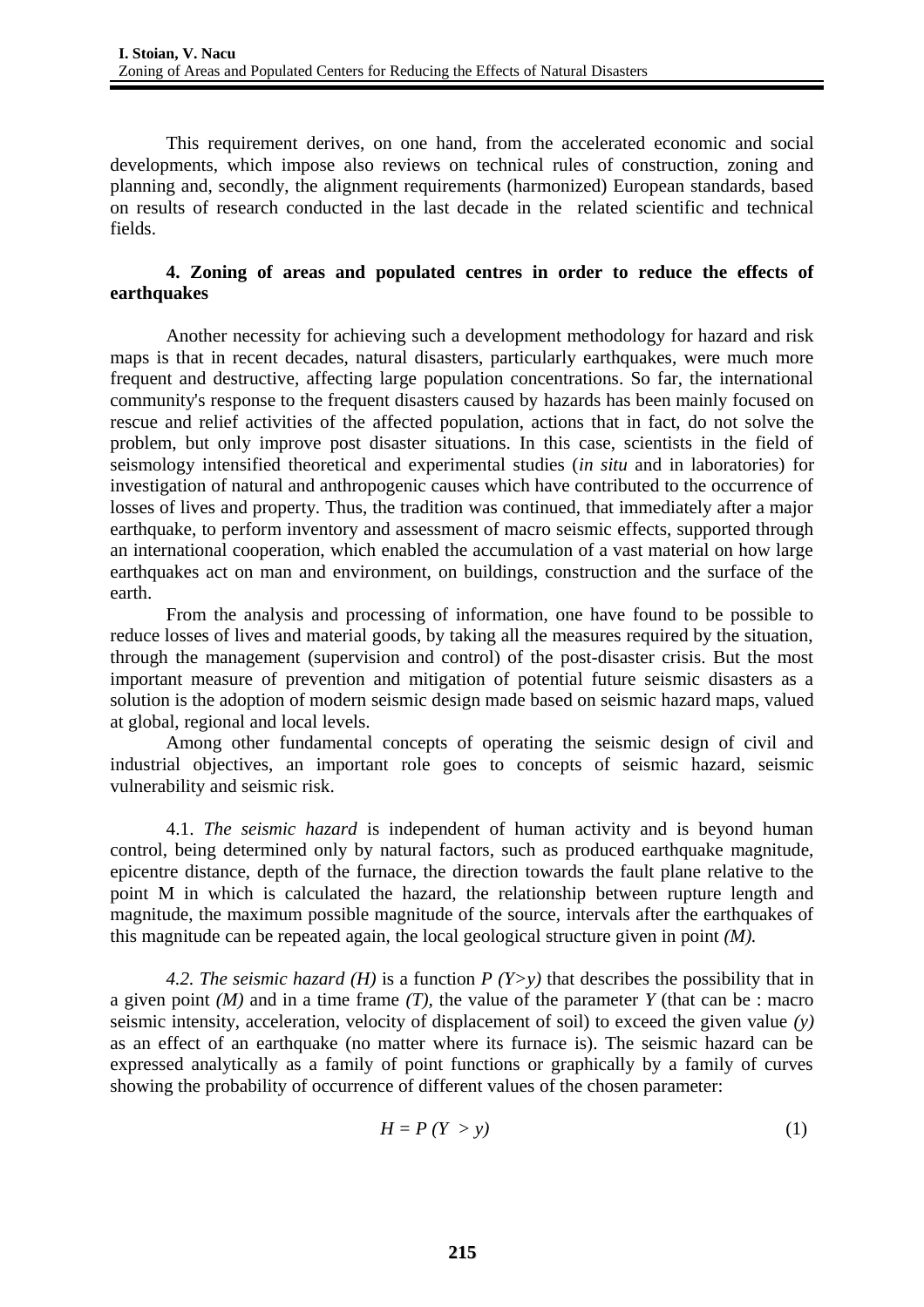This requirement derives, on one hand, from the accelerated economic and social developments, which impose also reviews on technical rules of construction, zoning and planning and, secondly, the alignment requirements (harmonized) European standards, based on results of research conducted in the last decade in the related scientific and technical fields.

## 4. Zoning of areas and populated centres in order to reduce the effects of earthquakes

Another necessity for achieving such a development methodology for hazard and risk maps is that in recent decades, natural disasters, particularly earthquakes, were much more frequent and destructive, affecting large population concentrations. So far, the international community's response to the frequent disasters caused by hazards has been mainly focused on rescue and relief activities of the affected population, actions that in fact, do not solve the problem, but only improve post disaster situations. In this case, scientists in the field of seismology intensified theoretical and experimental studies (*in situ* and in laboratories) for investigation of natural and anthropogenic causes which have contributed to the occurrence of losses of lives and property. Thus, the tradition was continued, that immediately after a major earthquake, to perform inventory and assessment of macro seismic effects, supported through an international cooperation, which enabled the accumulation of a vast material on how large earthquakes act on man and environment, on buildings, construction and the surface of the earth.

From the analysis and processing of information, one have found to be possible to reduce losses of lives and material goods, by taking all the measures required by the situation, through the management (supervision and control) of the post-disaster crisis. But the most important measure of prevention and mitigation of potential future seismic disasters as a solution is the adoption of modern seismic design made based on seismic hazard maps, valued at global, regional and local levels.

Among other fundamental concepts of operating the seismic design of civil and industrial objectives, an important role goes to concepts of seismic hazard, seismic vulnerability and seismic risk.

4.1. *The seismic hazard* is independent of human activity and is beyond human control, being determined only by natural factors, such as produced earthquake magnitude, epicentre distance, depth of the furnace, the direction towards the fault plane relative to the point M in which is calculated the hazard, the relationship between rupture length and magnitude, the maximum possible magnitude of the source, intervals after the earthquakes of this magnitude can be repeated again, the local geological structure given in point *(M)*.

*4.2. The seismic hazard (H)* is a function $P\,(Y>y)$ that describes the possibility that in a given point *(M)* and in a time frame *(T)*, the value of the parameter *Y* (that can be : macro seismic intensity, acceleration, velocity of displacement of soil) to exceed the given value *(y)* as an effect of an earthquake (no matter where its furnace is). The seismic hazard can be expressed analytically as a family of point functions or graphically by a family of curves showing the probability of occurrence of different values of the chosen parameter:

$$H = P\,(Y > y) \tag{1}$$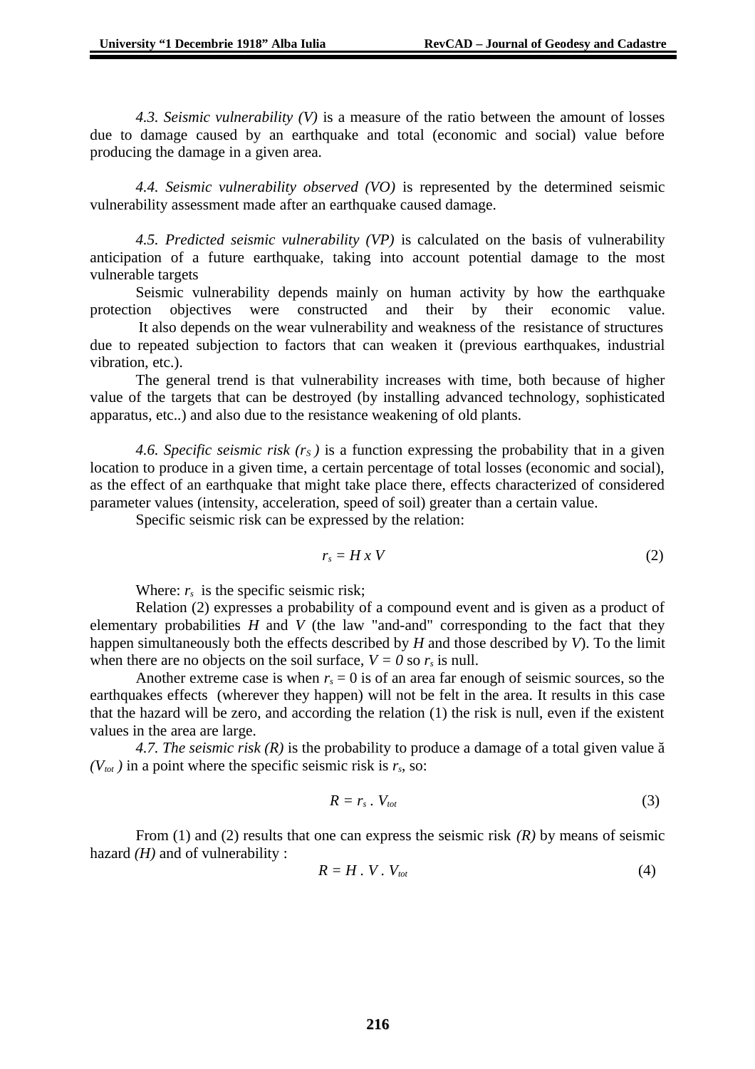*4.3. Seismic vulnerability (V)* is a measure of the ratio between the amount of losses due to damage caused by an earthquake and total (economic and social) value before producing the damage in a given area.

*4.4. Seismic vulnerability observed (VO)* is represented by the determined seismic vulnerability assessment made after an earthquake caused damage.

*4.5. Predicted seismic vulnerability (VP)* is calculated on the basis of vulnerability anticipation of a future earthquake, taking into account potential damage to the most vulnerable targets

Seismic vulnerability depends mainly on human activity by how the earthquake protection objectives were constructed and their by their economic value.

It also depends on the wear vulnerability and weakness of the resistance of structures due to repeated subjection to factors that can weaken it (previous earthquakes, industrial vibration, etc.).

The general trend is that vulnerability increases with time, both because of higher value of the targets that can be destroyed (by installing advanced technology, sophisticated apparatus, etc..) and also due to the resistance weakening of old plants.

*4.6. Specific seismic risk ($r_S$ )* is a function expressing the probability that in a given location to produce in a given time, a certain percentage of total losses (economic and social), as the effect of an earthquake that might take place there, effects characterized of considered parameter values (intensity, acceleration, speed of soil) greater than a certain value.

Specific seismic risk can be expressed by the relation:

$$r_s = H \times V \tag{2}$$

Where: $r_s$ is the specific seismic risk;

Relation (2) expresses a probability of a compound event and is given as a product of elementary probabilities $H$ and $V$ (the law "and-and" corresponding to the fact that they happen simultaneously both the effects described by $H$ and those described by $V$). To the limit when there are no objects on the soil surface, $V = 0$ so $r_s$ is null.

Another extreme case is when $r_s = 0$ is of an area far enough of seismic sources, so the earthquakes effects (wherever they happen) will not be felt in the area. It results in this case that the hazard will be zero, and according the relation (1) the risk is null, even if the existent values in the area are large.

*4.7. The seismic risk (R)* is the probability to produce a damage of a total given value ă *($V_{tot}$ )* in a point where the specific seismic risk is $r_s$, so:

$$R = r_s \cdot V_{tot} \tag{3}$$

From (1) and (2) results that one can express the seismic risk *(R)* by means of seismic hazard *(H)* and of vulnerability :

$$R = H \cdot V \cdot V_{tot} \tag{4}$$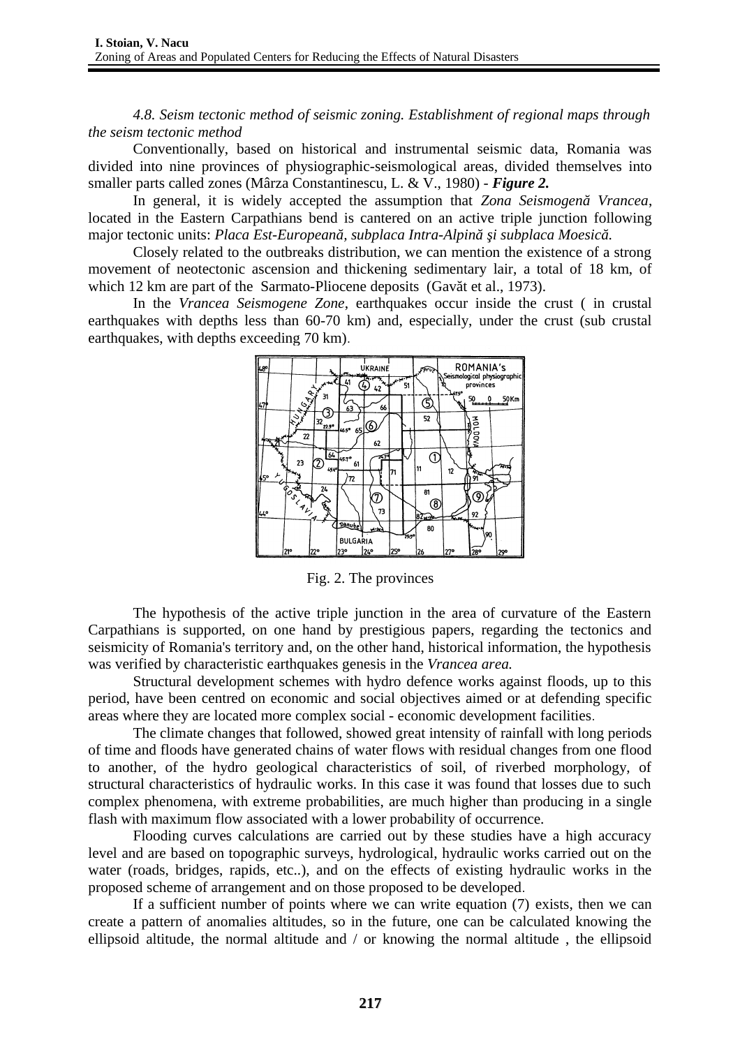*4.8. Seism tectonic method of seismic zoning. Establishment of regional maps through the seism tectonic method*

Conventionally, based on historical and instrumental seismic data, Romania was divided into nine provinces of physiographic-seismological areas, divided themselves into smaller parts called zones (Mârza Constantinescu, L. & V., 1980) - ***Figure 2.***

In general, it is widely accepted the assumption that *Zona Seismogenă Vrancea*, located in the Eastern Carpathians bend is cantered on an active triple junction following major tectonic units: *Placa Est-Europeană, subplaca Intra-Alpină şi subplaca Moesică.*

Closely related to the outbreaks distribution, we can mention the existence of a strong movement of neotectonic ascension and thickening sedimentary lair, a total of 18 km, of which 12 km are part of the Sarmato-Pliocene deposits (Gavăt et al., 1973).

In the *Vrancea Seismogene Zone*, earthquakes occur inside the crust ( in crustal earthquakes with depths less than 60-70 km) and, especially, under the crust (sub crustal earthquakes, with depths exceeding 70 km).

Fig. 2. The provinces

The hypothesis of the active triple junction in the area of curvature of the Eastern Carpathians is supported, on one hand by prestigious papers, regarding the tectonics and seismicity of Romania's territory and, on the other hand, historical information, the hypothesis was verified by characteristic earthquakes genesis in the *Vrancea area.*

Structural development schemes with hydro defence works against floods, up to this period, have been centred on economic and social objectives aimed or at defending specific areas where they are located more complex social - economic development facilities.

The climate changes that followed, showed great intensity of rainfall with long periods of time and floods have generated chains of water flows with residual changes from one flood to another, of the hydro geological characteristics of soil, of riverbed morphology, of structural characteristics of hydraulic works. In this case it was found that losses due to such complex phenomena, with extreme probabilities, are much higher than producing in a single flash with maximum flow associated with a lower probability of occurrence.

Flooding curves calculations are carried out by these studies have a high accuracy level and are based on topographic surveys, hydrological, hydraulic works carried out on the water (roads, bridges, rapids, etc..), and on the effects of existing hydraulic works in the proposed scheme of arrangement and on those proposed to be developed.

If a sufficient number of points where we can write equation (7) exists, then we can create a pattern of anomalies altitudes, so in the future, one can be calculated knowing the ellipsoid altitude, the normal altitude and / or knowing the normal altitude , the ellipsoid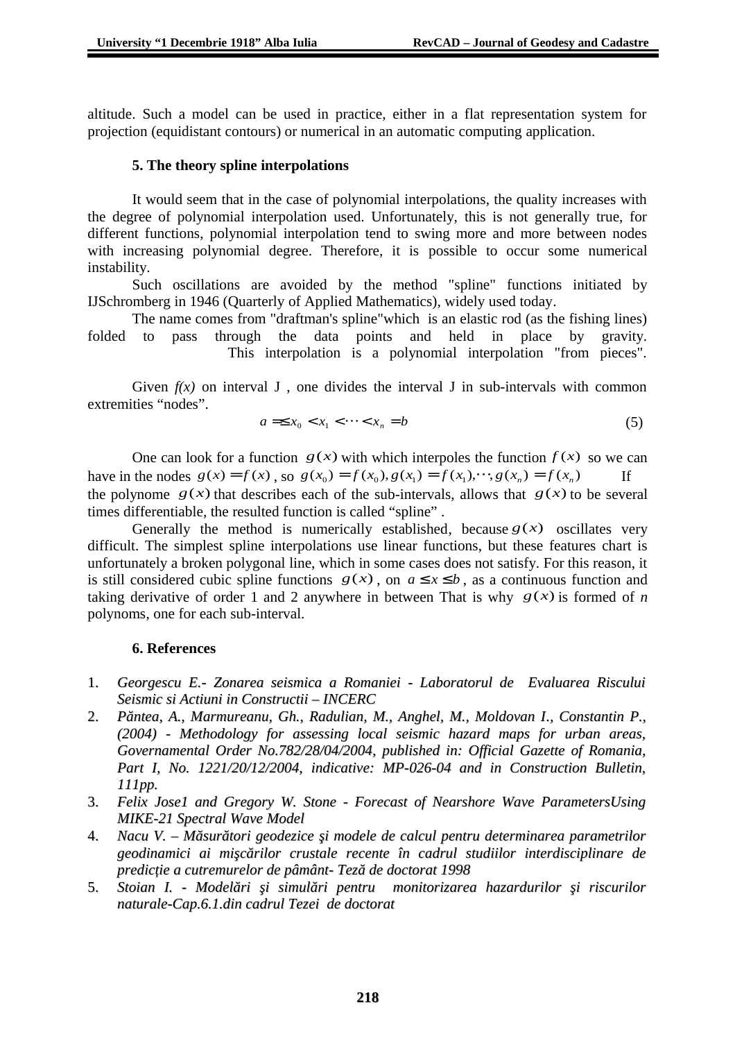altitude. Such a model can be used in practice, either in a flat representation system for projection (equidistant contours) or numerical in an automatic computing application.

## 5. The theory spline interpolations

It would seem that in the case of polynomial interpolations, the quality increases with the degree of polynomial interpolation used. Unfortunately, this is not generally true, for different functions, polynomial interpolation tend to swing more and more between nodes with increasing polynomial degree. Therefore, it is possible to occur some numerical instability.

Such oscillations are avoided by the method "spline" functions initiated by IJSchromberg in 1946 (Quarterly of Applied Mathematics), widely used today.

The name comes from "draftman's spline"which is an elastic rod (as the fishing lines) folded to pass through the data points and held in place by gravity. This interpolation is a polynomial interpolation "from pieces".

Given *f(x)* on interval J , one divides the interval J in sub-intervals with common extremities "nodes".

$$a = \leq x_0 < x_1 < \cdots < x_n = b \tag{5}$$

One can look for a function $g(x)$ with which interpoles the function $f(x)$ so we can have in the nodes $g(x) = f(x)$, so $g(x_0) = f(x_0), g(x_1) = f(x_1), \cdots, g(x_n) = f(x_n)$ If the polynome $g(x)$ that describes each of the sub-intervals, allows that $g(x)$ to be several times differentiable, the resulted function is called "spline" .

Generally the method is numerically established, because $g(x)$ oscillates very difficult. The simplest spline interpolations use linear functions, but these features chart is unfortunately a broken polygonal line, which in some cases does not satisfy. For this reason, it is still considered cubic spline functions $g(x)$, on $a \leq x \leq b$, as a continuous function and taking derivative of order 1 and 2 anywhere in between That is why $g(x)$ is formed of *n* polynoms, one for each sub-interval.

## 6. References

1. *Georgescu E.- Zonarea seismica a Romaniei - Laboratorul de Evaluarea Riscului Seismic si Actiuni in Constructii – INCERC*
2. *Păntea, A., Marmureanu, Gh., Radulian, M., Anghel, M., Moldovan I., Constantin P., (2004) - Methodology for assessing local seismic hazard maps for urban areas, Governamental Order No.782/28/04/2004, published in: Official Gazette of Romania, Part I, No. 1221/20/12/2004, indicative: MP-026-04 and in Construction Bulletin, 111pp.*
3. *Felix Jose1 and Gregory W. Stone - Forecast of Nearshore Wave ParametersUsing MIKE-21 Spectral Wave Model*
4. *Nacu V. – Măsurători geodezice şi modele de calcul pentru determinarea parametrilor geodinamici ai mişcărilor crustale recente în cadrul studiilor interdisciplinare de predicţie a cutremurelor de pământ- Teză de doctorat 1998*
5. *Stoian I. - Modelări şi simulări pentru monitorizarea hazardurilor şi riscurilor naturale-Cap.6.1.din cadrul Tezei de doctorat*